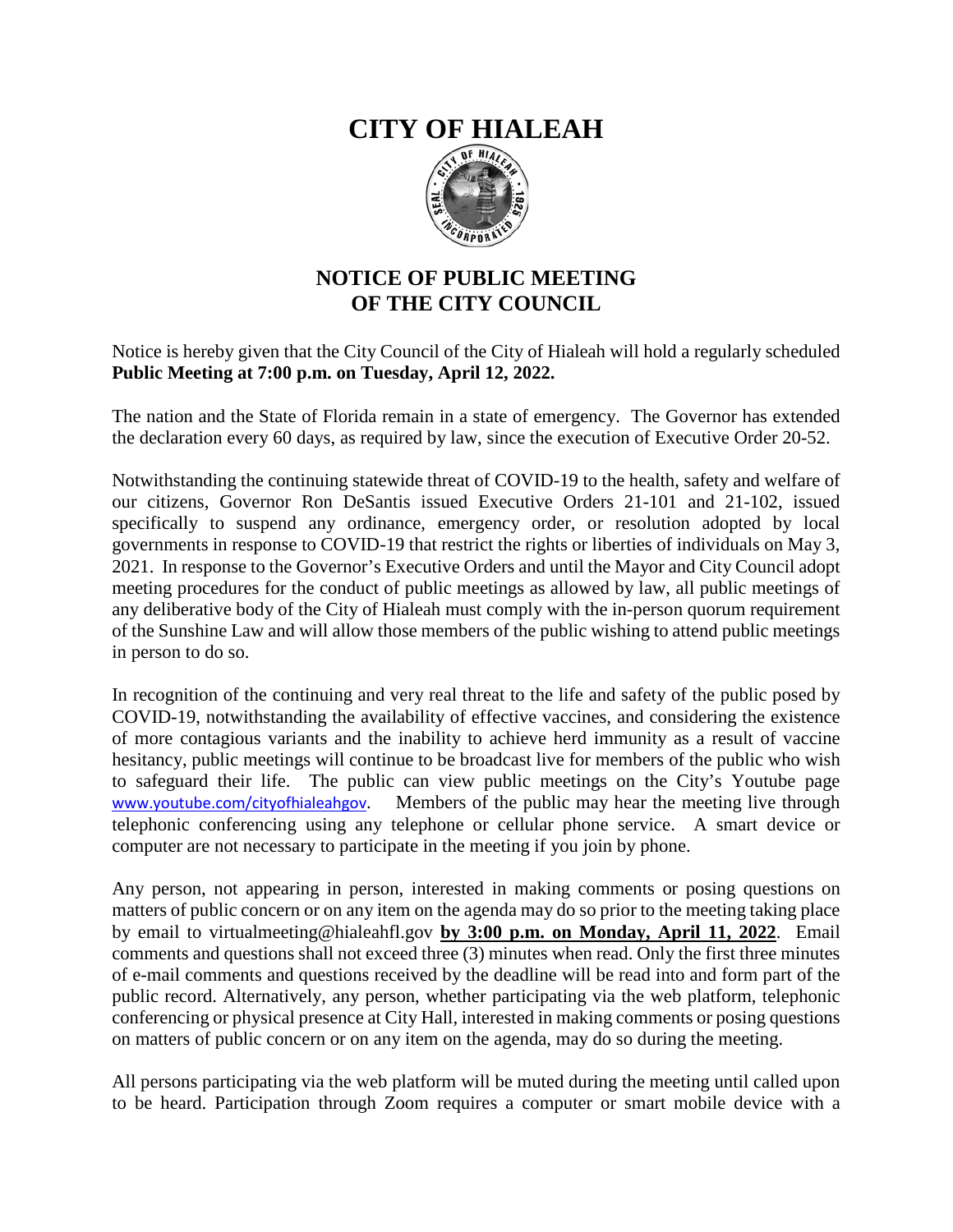# CITY OF HIALEAH

## NOTICE OF PUBLIC MEETING OF THE CITY COUNCIL

Notice is hereby given that the City Council of the City of Hialeah will hold a regularly scheduled **Public Meeting at 7:00 p.m. on Tuesday, April 12, 2022.**

The nation and the State of Florida remain in a state of emergency. The Governor has extended the declaration every 60 days, as required by law, since the execution of Executive Order 20-52.

Notwithstanding the continuing statewide threat of COVID-19 to the health, safety and welfare of our citizens, Governor Ron DeSantis issued Executive Orders 21-101 and 21-102, issued specifically to suspend any ordinance, emergency order, or resolution adopted by local governments in response to COVID-19 that restrict the rights or liberties of individuals on May 3, 2021. In response to the Governor's Executive Orders and until the Mayor and City Council adopt meeting procedures for the conduct of public meetings as allowed by law, all public meetings of any deliberative body of the City of Hialeah must comply with the in-person quorum requirement of the Sunshine Law and will allow those members of the public wishing to attend public meetings in person to do so.

In recognition of the continuing and very real threat to the life and safety of the public posed by COVID-19, notwithstanding the availability of effective vaccines, and considering the existence of more contagious variants and the inability to achieve herd immunity as a result of vaccine hesitancy, public meetings will continue to be broadcast live for members of the public who wish to safeguard their life. The public can view public meetings on the City's Youtube page www.youtube.com/cityofhialeahgov. Members of the public may hear the meeting live through telephonic conferencing using any telephone or cellular phone service. A smart device or computer are not necessary to participate in the meeting if you join by phone.

Any person, not appearing in person, interested in making comments or posing questions on matters of public concern or on any item on the agenda may do so prior to the meeting taking place by email to virtualmeeting@hialeahfl.gov **by 3:00 p.m. on Monday, April 11, 2022**. Email comments and questions shall not exceed three (3) minutes when read. Only the first three minutes of e-mail comments and questions received by the deadline will be read into and form part of the public record. Alternatively, any person, whether participating via the web platform, telephonic conferencing or physical presence at City Hall, interested in making comments or posing questions on matters of public concern or on any item on the agenda, may do so during the meeting.

All persons participating via the web platform will be muted during the meeting until called upon to be heard. Participation through Zoom requires a computer or smart mobile device with a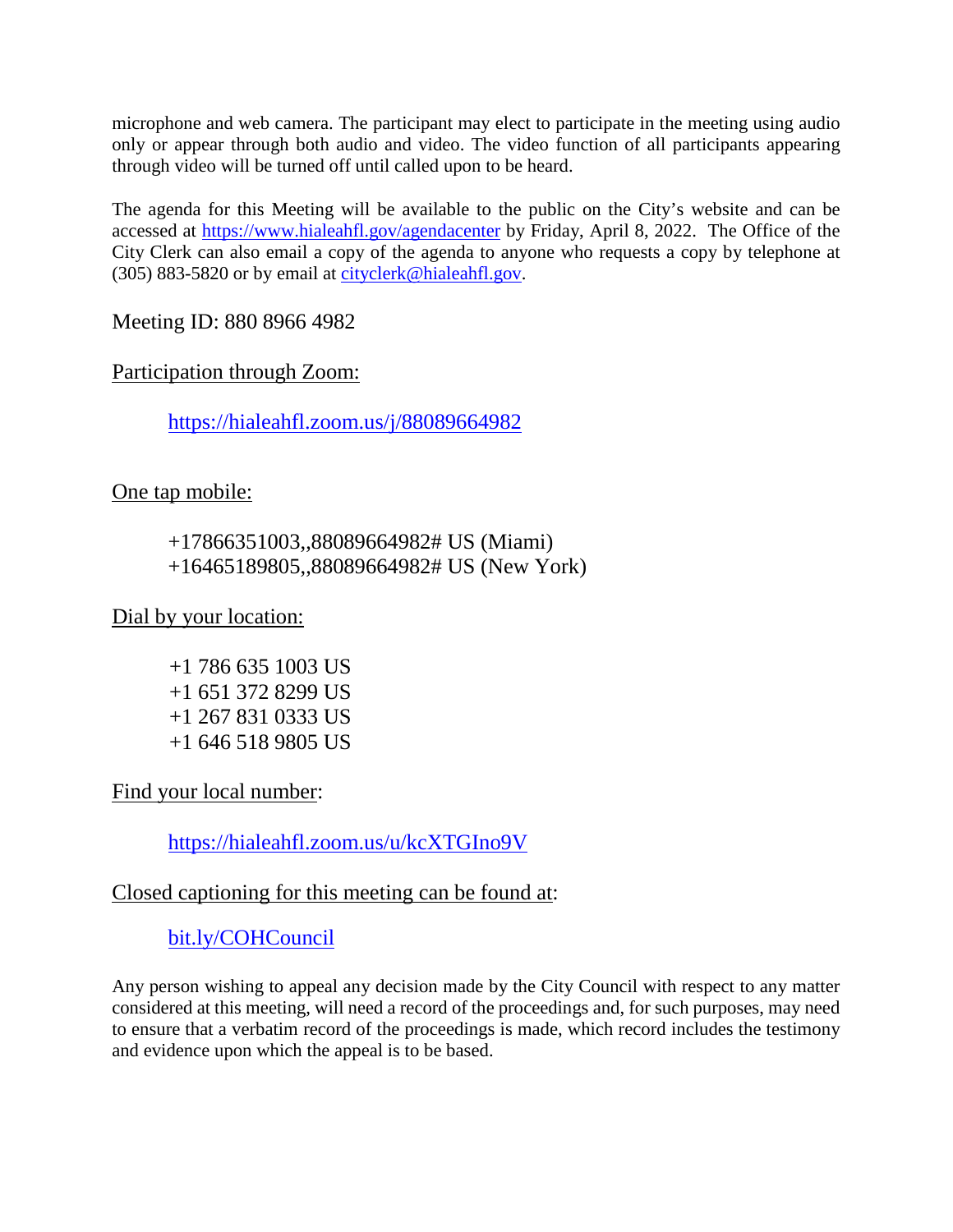microphone and web camera. The participant may elect to participate in the meeting using audio only or appear through both audio and video. The video function of all participants appearing through video will be turned off until called upon to be heard.

The agenda for this Meeting will be available to the public on the City's website and can be accessed at https://www.hialeahfl.gov/agendacenter by Friday, April 8, 2022. The Office of the City Clerk can also email a copy of the agenda to anyone who requests a copy by telephone at (305) 883-5820 or by email at cityclerk@hialeahfl.gov.

Meeting ID: 880 8966 4982

Participation through Zoom:

> https://hialeahfl.zoom.us/j/88089664982

One tap mobile:

> +17866351003,,88089664982# US (Miami)
> +16465189805,,88089664982# US (New York)

Dial by your location:

> +1 786 635 1003 US
> +1 651 372 8299 US
> +1 267 831 0333 US
> +1 646 518 9805 US

Find your local number:

> https://hialeahfl.zoom.us/u/kcXTGIno9V

Closed captioning for this meeting can be found at:

> bit.ly/COHCouncil

Any person wishing to appeal any decision made by the City Council with respect to any matter considered at this meeting, will need a record of the proceedings and, for such purposes, may need to ensure that a verbatim record of the proceedings is made, which record includes the testimony and evidence upon which the appeal is to be based.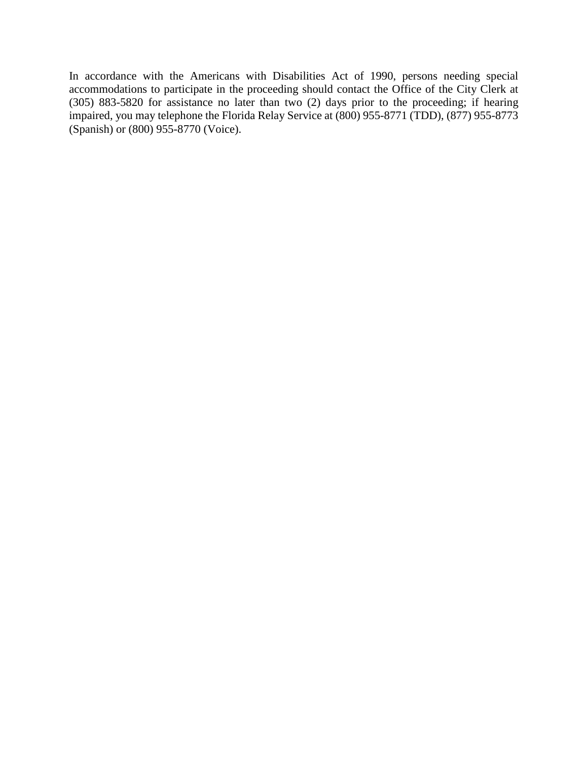In accordance with the Americans with Disabilities Act of 1990, persons needing special accommodations to participate in the proceeding should contact the Office of the City Clerk at (305) 883-5820 for assistance no later than two (2) days prior to the proceeding; if hearing impaired, you may telephone the Florida Relay Service at (800) 955-8771 (TDD), (877) 955-8773 (Spanish) or (800) 955-8770 (Voice).